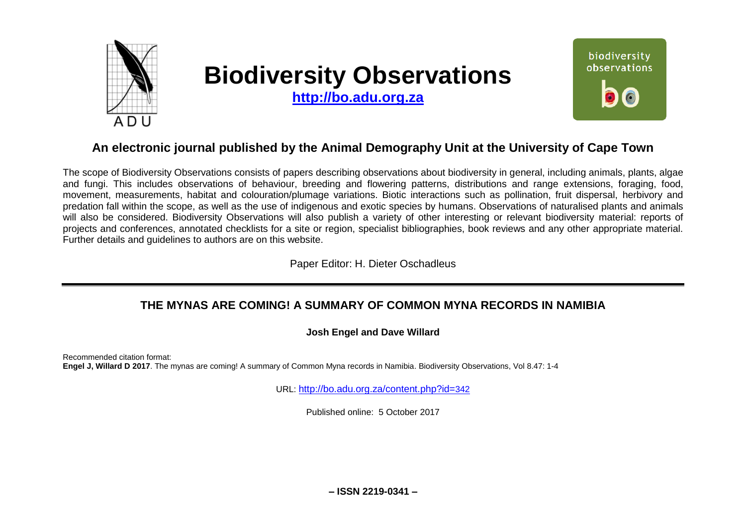# Biodiversity Observations

**http://bo.adu.org.za**

## An electronic journal published by the Animal Demography Unit at the University of Cape Town

The scope of Biodiversity Observations consists of papers describing observations about biodiversity in general, including animals, plants, algae and fungi. This includes observations of behaviour, breeding and flowering patterns, distributions and range extensions, foraging, food, movement, measurements, habitat and colouration/plumage variations. Biotic interactions such as pollination, fruit dispersal, herbivory and predation fall within the scope, as well as the use of indigenous and exotic species by humans. Observations of naturalised plants and animals will also be considered. Biodiversity Observations will also publish a variety of other interesting or relevant biodiversity material: reports of projects and conferences, annotated checklists for a site or region, specialist bibliographies, book reviews and any other appropriate material. Further details and guidelines to authors are on this website.

Paper Editor: H. Dieter Oschadleus

---

## THE MYNAS ARE COMING! A SUMMARY OF COMMON MYNA RECORDS IN NAMIBIA

**Josh Engel and Dave Willard**

Recommended citation format:
**Engel J, Willard D 2017**. The mynas are coming! A summary of Common Myna records in Namibia. Biodiversity Observations, Vol 8.47: 1-4

URL: http://bo.adu.org.za/content.php?id=342

Published online: 5 October 2017

**– ISSN 2219-0341 –**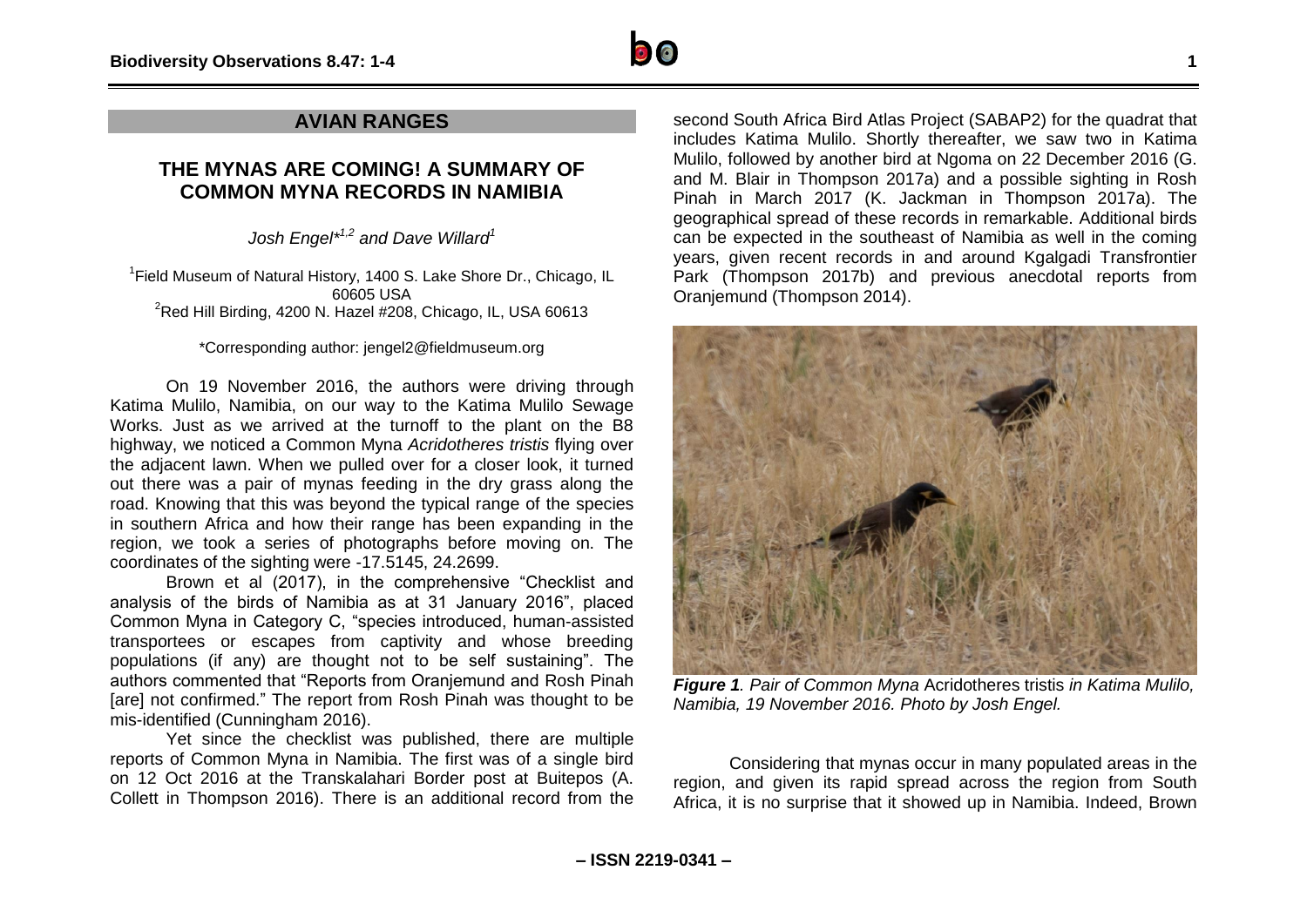## AVIAN RANGES

# THE MYNAS ARE COMING! A SUMMARY OF COMMON MYNA RECORDS IN NAMIBIA

*Josh Engel*[*1,2] and Dave Willard[1]*

[1]Field Museum of Natural History, 1400 S. Lake Shore Dr., Chicago, IL 60605 USA
[2]Red Hill Birding, 4200 N. Hazel #208, Chicago, IL, USA 60613

*Corresponding author: jengel2@fieldmuseum.org

On 19 November 2016, the authors were driving through Katima Mulilo, Namibia, on our way to the Katima Mulilo Sewage Works. Just as we arrived at the turnoff to the plant on the B8 highway, we noticed a Common Myna *Acridotheres tristis* flying over the adjacent lawn. When we pulled over for a closer look, it turned out there was a pair of mynas feeding in the dry grass along the road. Knowing that this was beyond the typical range of the species in southern Africa and how their range has been expanding in the region, we took a series of photographs before moving on. The coordinates of the sighting were -17.5145, 24.2699.

Brown et al (2017), in the comprehensive "Checklist and analysis of the birds of Namibia as at 31 January 2016", placed Common Myna in Category C, "species introduced, human-assisted transportees or escapes from captivity and whose breeding populations (if any) are thought not to be self sustaining". The authors commented that "Reports from Oranjemund and Rosh Pinah [are] not confirmed." The report from Rosh Pinah was thought to be mis-identified (Cunningham 2016).

Yet since the checklist was published, there are multiple reports of Common Myna in Namibia. The first was of a single bird on 12 Oct 2016 at the Transkalahari Border post at Buitepos (A. Collett in Thompson 2016). There is an additional record from the second South Africa Bird Atlas Project (SABAP2) for the quadrat that includes Katima Mulilo. Shortly thereafter, we saw two in Katima Mulilo, followed by another bird at Ngoma on 22 December 2016 (G. and M. Blair in Thompson 2017a) and a possible sighting in Rosh Pinah in March 2017 (K. Jackman in Thompson 2017a). The geographical spread of these records in remarkable. Additional birds can be expected in the southeast of Namibia as well in the coming years, given recent records in and around Kgalgadi Transfrontier Park (Thompson 2017b) and previous anecdotal reports from Oranjemund (Thompson 2014).

***Figure 1**. Pair of Common Myna* Acridotheres tristis *in Katima Mulilo, Namibia, 19 November 2016. Photo by Josh Engel.*

Considering that mynas occur in many populated areas in the region, and given its rapid spread across the region from South Africa, it is no surprise that it showed up in Namibia. Indeed, Brown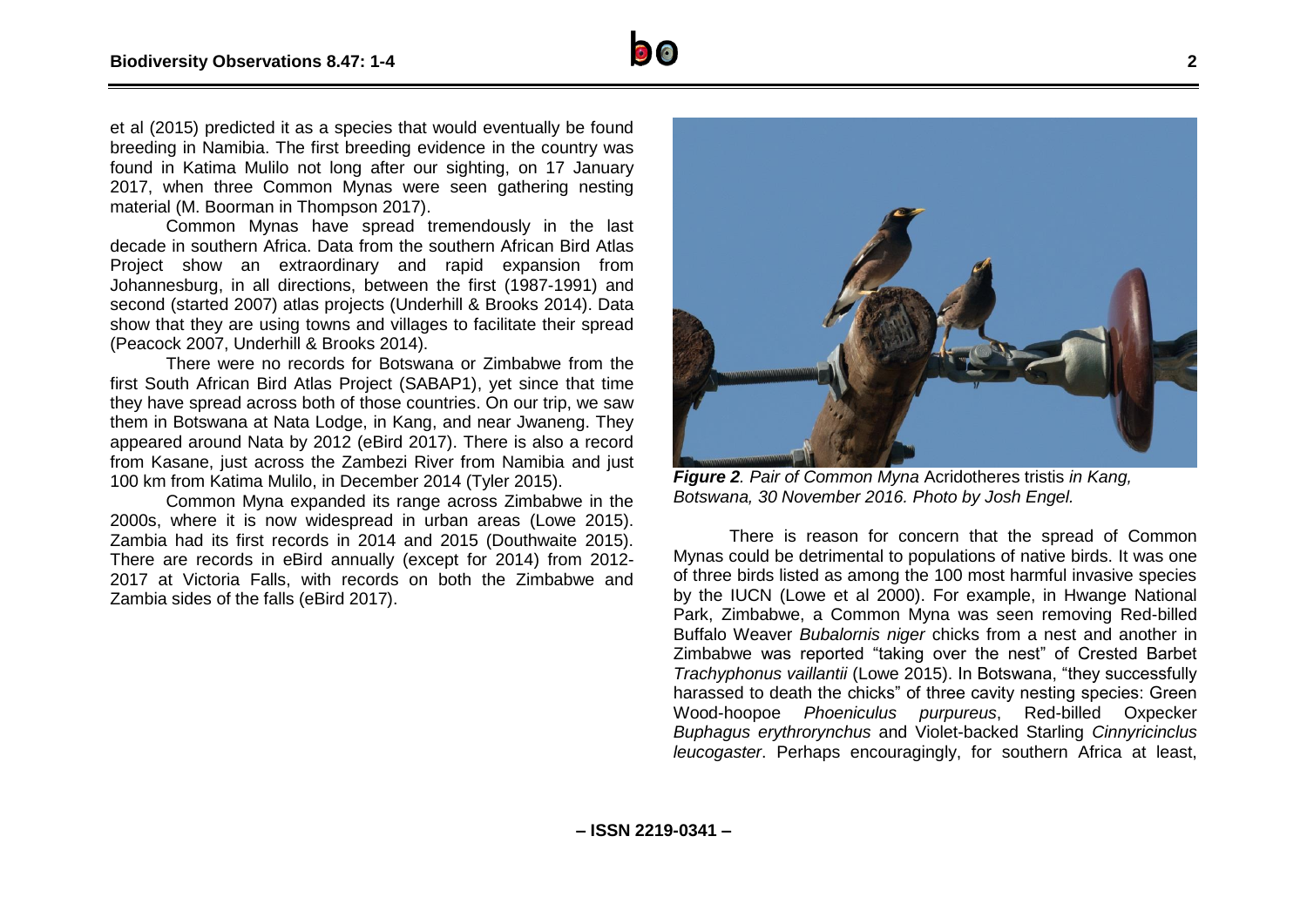et al (2015) predicted it as a species that would eventually be found breeding in Namibia. The first breeding evidence in the country was found in Katima Mulilo not long after our sighting, on 17 January 2017, when three Common Mynas were seen gathering nesting material (M. Boorman in Thompson 2017).

Common Mynas have spread tremendously in the last decade in southern Africa. Data from the southern African Bird Atlas Project show an extraordinary and rapid expansion from Johannesburg, in all directions, between the first (1987-1991) and second (started 2007) atlas projects (Underhill & Brooks 2014). Data show that they are using towns and villages to facilitate their spread (Peacock 2007, Underhill & Brooks 2014).

There were no records for Botswana or Zimbabwe from the first South African Bird Atlas Project (SABAP1), yet since that time they have spread across both of those countries. On our trip, we saw them in Botswana at Nata Lodge, in Kang, and near Jwaneng. They appeared around Nata by 2012 (eBird 2017). There is also a record from Kasane, just across the Zambezi River from Namibia and just 100 km from Katima Mulilo, in December 2014 (Tyler 2015).

Common Myna expanded its range across Zimbabwe in the 2000s, where it is now widespread in urban areas (Lowe 2015). Zambia had its first records in 2014 and 2015 (Douthwaite 2015). There are records in eBird annually (except for 2014) from 2012-2017 at Victoria Falls, with records on both the Zimbabwe and Zambia sides of the falls (eBird 2017).

***Figure 2**. Pair of Common Myna* Acridotheres tristis *in Kang, Botswana, 30 November 2016. Photo by Josh Engel.*

There is reason for concern that the spread of Common Mynas could be detrimental to populations of native birds. It was one of three birds listed as among the 100 most harmful invasive species by the IUCN (Lowe et al 2000). For example, in Hwange National Park, Zimbabwe, a Common Myna was seen removing Red-billed Buffalo Weaver *Bubalornis niger* chicks from a nest and another in Zimbabwe was reported "taking over the nest" of Crested Barbet *Trachyphonus vaillantii* (Lowe 2015). In Botswana, "they successfully harassed to death the chicks" of three cavity nesting species: Green Wood-hoopoe *Phoeniculus purpureus*, Red-billed Oxpecker *Buphagus erythrorynchus* and Violet-backed Starling *Cinnyricinclus leucogaster*. Perhaps encouragingly, for southern Africa at least,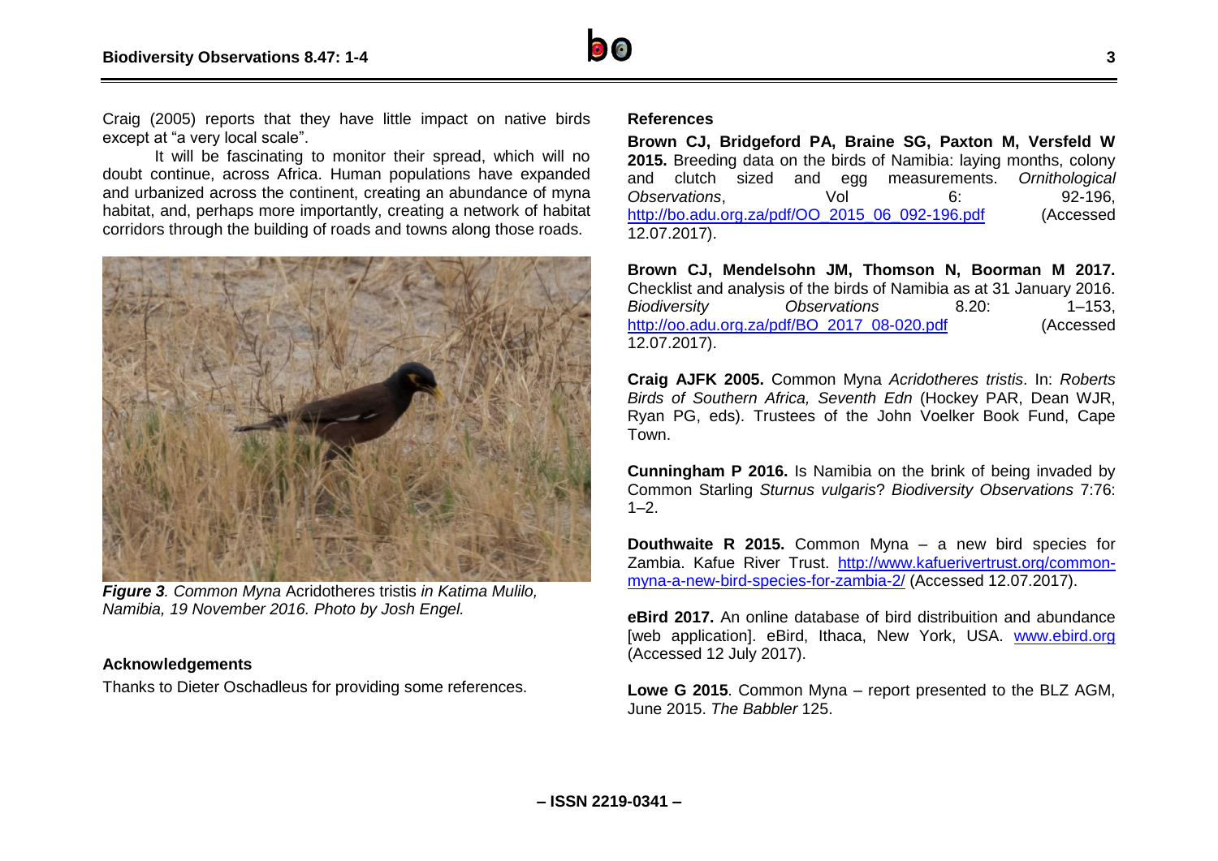Craig (2005) reports that they have little impact on native birds except at "a very local scale".

It will be fascinating to monitor their spread, which will no doubt continue, across Africa. Human populations have expanded and urbanized across the continent, creating an abundance of myna habitat, and, perhaps more importantly, creating a network of habitat corridors through the building of roads and towns along those roads.

***Figure 3**. Common Myna* Acridotheres tristis *in Katima Mulilo, Namibia, 19 November 2016. Photo by Josh Engel.*

## Acknowledgements

Thanks to Dieter Oschadleus for providing some references.

## References

**Brown CJ, Bridgeford PA, Braine SG, Paxton M, Versfeld W 2015.** Breeding data on the birds of Namibia: laying months, colony and clutch sized and egg measurements. *Ornithological Observations*, Vol 6: 92-196, http://bo.adu.org.za/pdf/OO_2015_06_092-196.pdf (Accessed 12.07.2017).

**Brown CJ, Mendelsohn JM, Thomson N, Boorman M 2017.** Checklist and analysis of the birds of Namibia as at 31 January 2016. *Biodiversity Observations* 8.20: 1–153, http://oo.adu.org.za/pdf/BO_2017_08-020.pdf (Accessed 12.07.2017).

**Craig AJFK 2005.** Common Myna *Acridotheres tristis*. In: *Roberts Birds of Southern Africa, Seventh Edn* (Hockey PAR, Dean WJR, Ryan PG, eds). Trustees of the John Voelker Book Fund, Cape Town.

**Cunningham P 2016.** Is Namibia on the brink of being invaded by Common Starling *Sturnus vulgaris*? *Biodiversity Observations* 7:76: 1–2.

**Douthwaite R 2015.** Common Myna – a new bird species for Zambia. Kafue River Trust. http://www.kafuerivertrust.org/common-myna-a-new-bird-species-for-zambia-2/ (Accessed 12.07.2017).

**eBird 2017.** An online database of bird distribuition and abundance [web application]. eBird, Ithaca, New York, USA. www.ebird.org (Accessed 12 July 2017).

**Lowe G 2015**. Common Myna – report presented to the BLZ AGM, June 2015. *The Babbler* 125.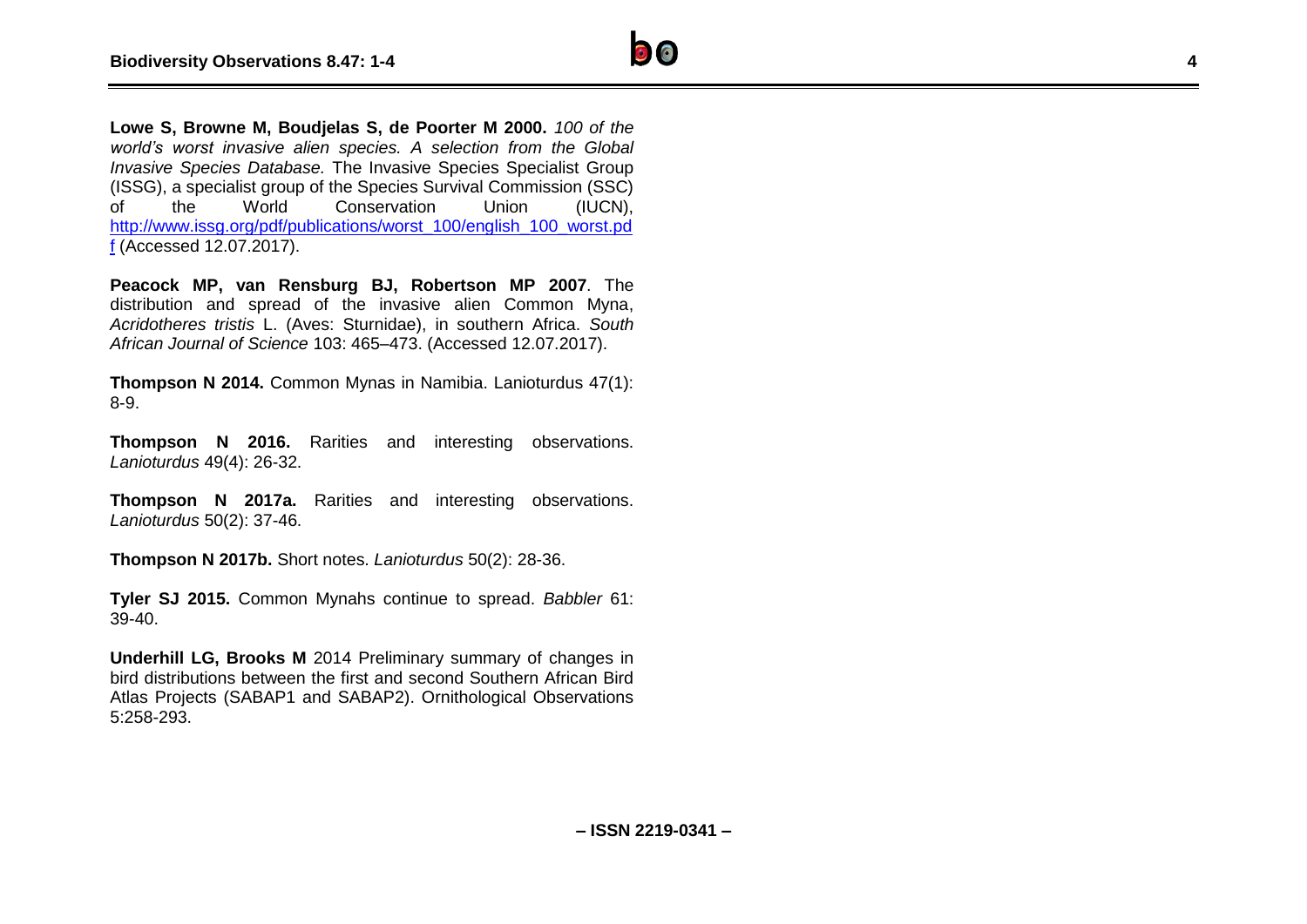**Lowe S, Browne M, Boudjelas S, de Poorter M 2000.** *100 of the world's worst invasive alien species. A selection from the Global Invasive Species Database.* The Invasive Species Specialist Group (ISSG), a specialist group of the Species Survival Commission (SSC) of the World Conservation Union (IUCN), http://www.issg.org/pdf/publications/worst_100/english_100_worst.pdf (Accessed 12.07.2017).

**Peacock MP, van Rensburg BJ, Robertson MP 2007**. The distribution and spread of the invasive alien Common Myna, *Acridotheres tristis* L. (Aves: Sturnidae), in southern Africa. *South African Journal of Science* 103: 465–473. (Accessed 12.07.2017).

**Thompson N 2014.** Common Mynas in Namibia. Lanioturdus 47(1): 8-9.

**Thompson N 2016.** Rarities and interesting observations. *Lanioturdus* 49(4): 26-32.

**Thompson N 2017a.** Rarities and interesting observations. *Lanioturdus* 50(2): 37-46.

**Thompson N 2017b.** Short notes. *Lanioturdus* 50(2): 28-36.

**Tyler SJ 2015.** Common Mynahs continue to spread. *Babbler* 61: 39-40.

**Underhill LG, Brooks M** 2014 Preliminary summary of changes in bird distributions between the first and second Southern African Bird Atlas Projects (SABAP1 and SABAP2). Ornithological Observations 5:258-293.